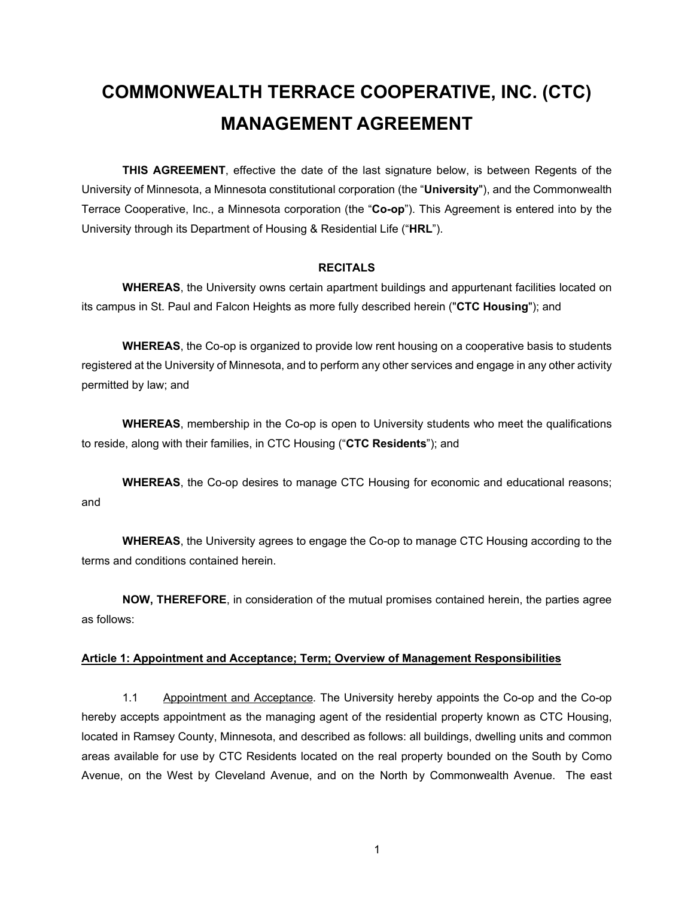# COMMONWEALTH TERRACE COOPERATIVE, INC. (CTC) MANAGEMENT AGREEMENT

**THIS AGREEMENT**, effective the date of the last signature below, is between Regents of the University of Minnesota, a Minnesota constitutional corporation (the "**University**"), and the Commonwealth Terrace Cooperative, Inc., a Minnesota corporation (the "**Co-op**"). This Agreement is entered into by the University through its Department of Housing & Residential Life ("**HRL**").

**RECITALS**

**WHEREAS**, the University owns certain apartment buildings and appurtenant facilities located on its campus in St. Paul and Falcon Heights as more fully described herein ("**CTC Housing**"); and

**WHEREAS**, the Co-op is organized to provide low rent housing on a cooperative basis to students registered at the University of Minnesota, and to perform any other services and engage in any other activity permitted by law; and

**WHEREAS**, membership in the Co-op is open to University students who meet the qualifications to reside, along with their families, in CTC Housing ("**CTC Residents**"); and

**WHEREAS**, the Co-op desires to manage CTC Housing for economic and educational reasons; and

**WHEREAS**, the University agrees to engage the Co-op to manage CTC Housing according to the terms and conditions contained herein.

**NOW, THEREFORE**, in consideration of the mutual promises contained herein, the parties agree as follows:

**Article 1: Appointment and Acceptance; Term; Overview of Management Responsibilities**

1.1 Appointment and Acceptance. The University hereby appoints the Co-op and the Co-op hereby accepts appointment as the managing agent of the residential property known as CTC Housing, located in Ramsey County, Minnesota, and described as follows: all buildings, dwelling units and common areas available for use by CTC Residents located on the real property bounded on the South by Como Avenue, on the West by Cleveland Avenue, and on the North by Commonwealth Avenue. The east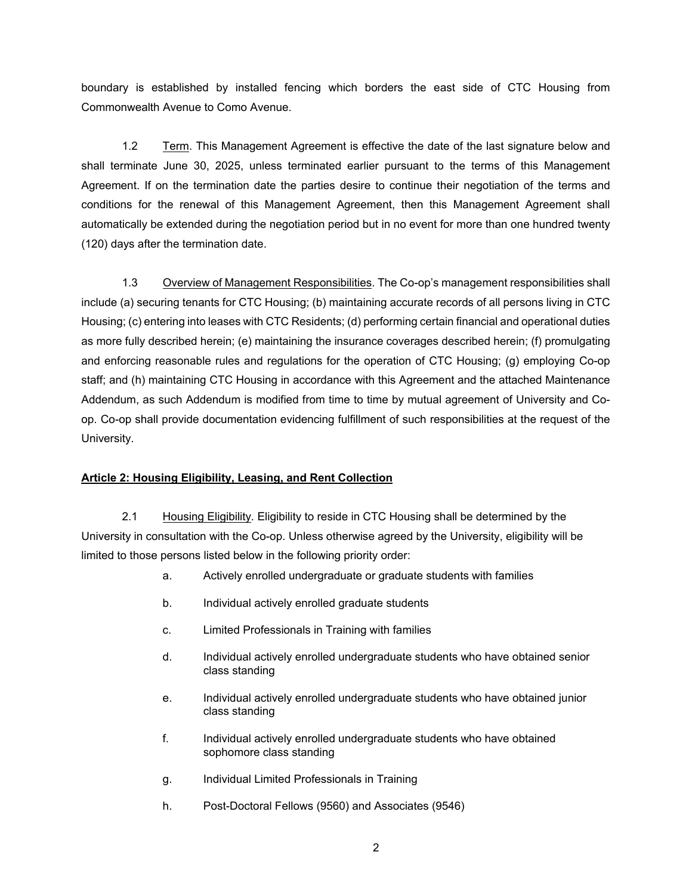boundary is established by installed fencing which borders the east side of CTC Housing from Commonwealth Avenue to Como Avenue.

1.2 Term. This Management Agreement is effective the date of the last signature below and shall terminate June 30, 2025, unless terminated earlier pursuant to the terms of this Management Agreement. If on the termination date the parties desire to continue their negotiation of the terms and conditions for the renewal of this Management Agreement, then this Management Agreement shall automatically be extended during the negotiation period but in no event for more than one hundred twenty (120) days after the termination date.

1.3 Overview of Management Responsibilities. The Co-op's management responsibilities shall include (a) securing tenants for CTC Housing; (b) maintaining accurate records of all persons living in CTC Housing; (c) entering into leases with CTC Residents; (d) performing certain financial and operational duties as more fully described herein; (e) maintaining the insurance coverages described herein; (f) promulgating and enforcing reasonable rules and regulations for the operation of CTC Housing; (g) employing Co-op staff; and (h) maintaining CTC Housing in accordance with this Agreement and the attached Maintenance Addendum, as such Addendum is modified from time to time by mutual agreement of University and Co-op. Co-op shall provide documentation evidencing fulfillment of such responsibilities at the request of the University.

**Article 2: Housing Eligibility, Leasing, and Rent Collection**

2.1 Housing Eligibility. Eligibility to reside in CTC Housing shall be determined by the University in consultation with the Co-op. Unless otherwise agreed by the University, eligibility will be limited to those persons listed below in the following priority order:

a. Actively enrolled undergraduate or graduate students with families

b. Individual actively enrolled graduate students

c. Limited Professionals in Training with families

d. Individual actively enrolled undergraduate students who have obtained senior class standing

e. Individual actively enrolled undergraduate students who have obtained junior class standing

f. Individual actively enrolled undergraduate students who have obtained sophomore class standing

g. Individual Limited Professionals in Training

h. Post-Doctoral Fellows (9560) and Associates (9546)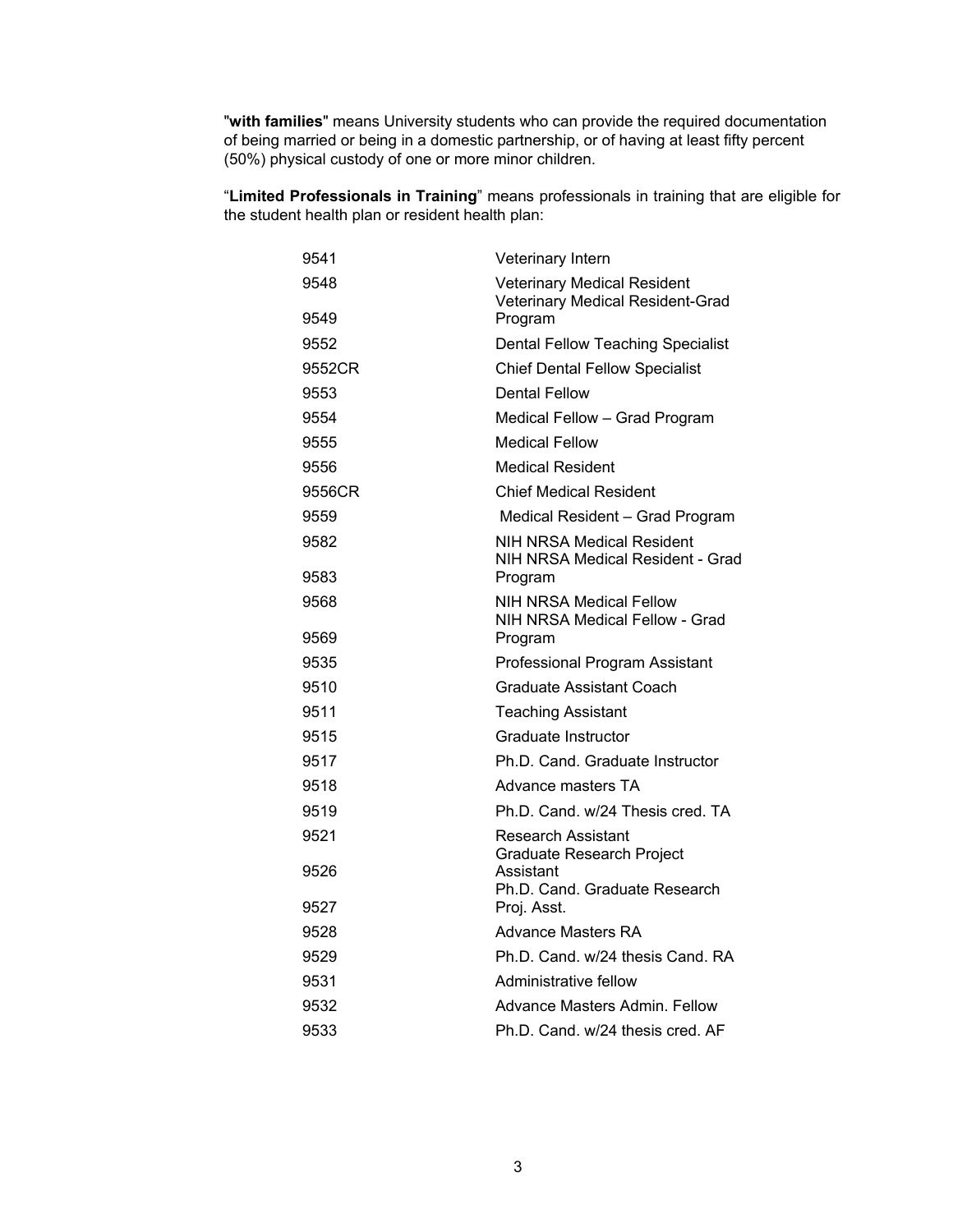"**with families**" means University students who can provide the required documentation of being married or being in a domestic partnership, or of having at least fifty percent (50%) physical custody of one or more minor children.

"**Limited Professionals in Training**" means professionals in training that are eligible for the student health plan or resident health plan:

| | |
|---|---|
| 9541 | Veterinary Intern |
| 9548 | Veterinary Medical Resident |
| 9549 | Veterinary Medical Resident-Grad Program |
| 9552 | Dental Fellow Teaching Specialist |
| 9552CR | Chief Dental Fellow Specialist |
| 9553 | Dental Fellow |
| 9554 | Medical Fellow – Grad Program |
| 9555 | Medical Fellow |
| 9556 | Medical Resident |
| 9556CR | Chief Medical Resident |
| 9559 | Medical Resident – Grad Program |
| 9582 | NIH NRSA Medical Resident |
| 9583 | NIH NRSA Medical Resident - Grad Program |
| 9568 | NIH NRSA Medical Fellow |
| 9569 | NIH NRSA Medical Fellow - Grad Program |
| 9535 | Professional Program Assistant |
| 9510 | Graduate Assistant Coach |
| 9511 | Teaching Assistant |
| 9515 | Graduate Instructor |
| 9517 | Ph.D. Cand. Graduate Instructor |
| 9518 | Advance masters TA |
| 9519 | Ph.D. Cand. w/24 Thesis cred. TA |
| 9521 | Research Assistant |
| 9526 | Graduate Research Project Assistant |
| 9527 | Ph.D. Cand. Graduate Research Proj. Asst. |
| 9528 | Advance Masters RA |
| 9529 | Ph.D. Cand. w/24 thesis Cand. RA |
| 9531 | Administrative fellow |
| 9532 | Advance Masters Admin. Fellow |
| 9533 | Ph.D. Cand. w/24 thesis cred. AF |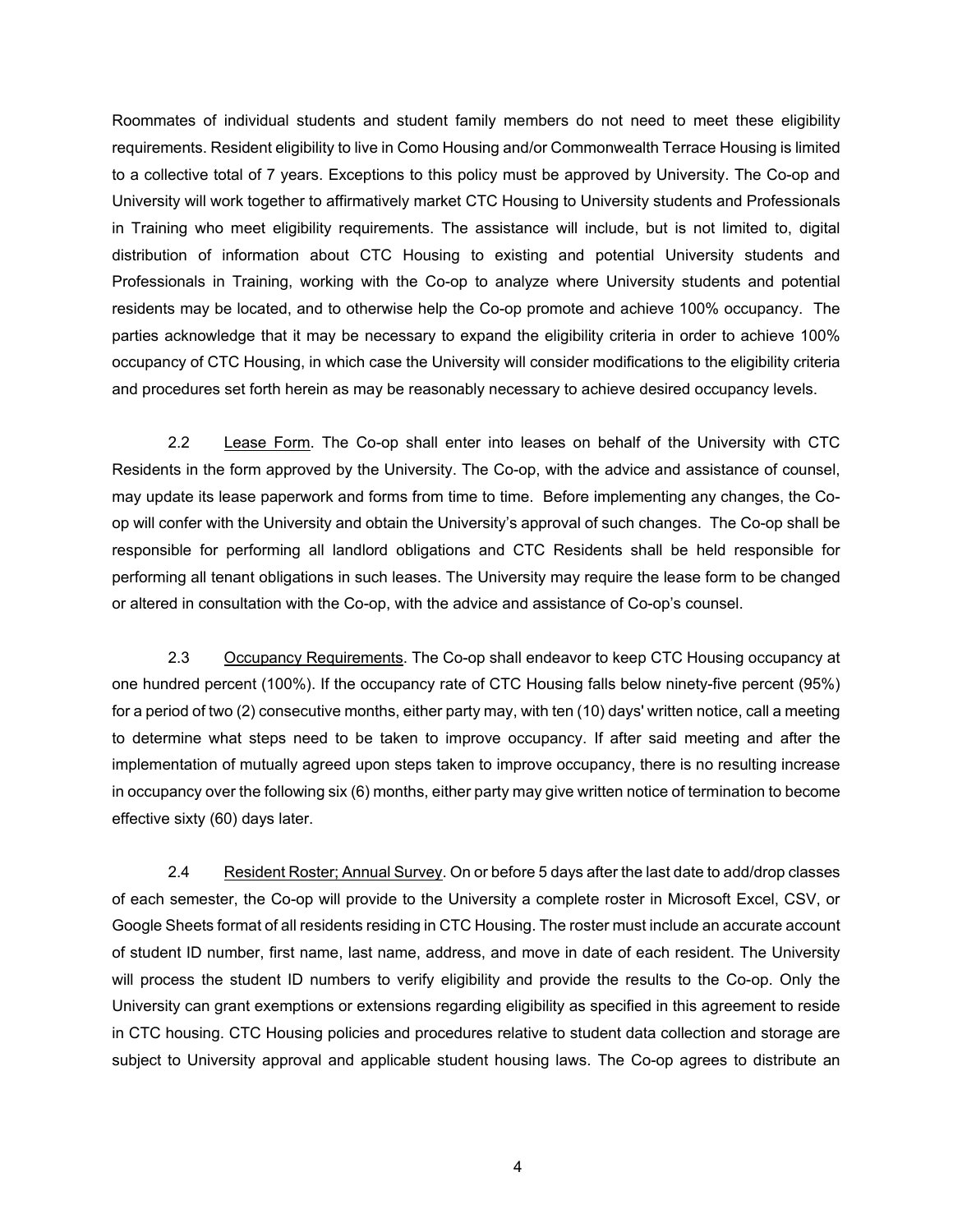Roommates of individual students and student family members do not need to meet these eligibility requirements. Resident eligibility to live in Como Housing and/or Commonwealth Terrace Housing is limited to a collective total of 7 years. Exceptions to this policy must be approved by University. The Co-op and University will work together to affirmatively market CTC Housing to University students and Professionals in Training who meet eligibility requirements. The assistance will include, but is not limited to, digital distribution of information about CTC Housing to existing and potential University students and Professionals in Training, working with the Co-op to analyze where University students and potential residents may be located, and to otherwise help the Co-op promote and achieve 100% occupancy. The parties acknowledge that it may be necessary to expand the eligibility criteria in order to achieve 100% occupancy of CTC Housing, in which case the University will consider modifications to the eligibility criteria and procedures set forth herein as may be reasonably necessary to achieve desired occupancy levels.

2.2 Lease Form. The Co-op shall enter into leases on behalf of the University with CTC Residents in the form approved by the University. The Co-op, with the advice and assistance of counsel, may update its lease paperwork and forms from time to time. Before implementing any changes, the Co-op will confer with the University and obtain the University's approval of such changes. The Co-op shall be responsible for performing all landlord obligations and CTC Residents shall be held responsible for performing all tenant obligations in such leases. The University may require the lease form to be changed or altered in consultation with the Co-op, with the advice and assistance of Co-op's counsel.

2.3 Occupancy Requirements. The Co-op shall endeavor to keep CTC Housing occupancy at one hundred percent (100%). If the occupancy rate of CTC Housing falls below ninety-five percent (95%) for a period of two (2) consecutive months, either party may, with ten (10) days' written notice, call a meeting to determine what steps need to be taken to improve occupancy. If after said meeting and after the implementation of mutually agreed upon steps taken to improve occupancy, there is no resulting increase in occupancy over the following six (6) months, either party may give written notice of termination to become effective sixty (60) days later.

2.4 Resident Roster; Annual Survey. On or before 5 days after the last date to add/drop classes of each semester, the Co-op will provide to the University a complete roster in Microsoft Excel, CSV, or Google Sheets format of all residents residing in CTC Housing. The roster must include an accurate account of student ID number, first name, last name, address, and move in date of each resident. The University will process the student ID numbers to verify eligibility and provide the results to the Co-op. Only the University can grant exemptions or extensions regarding eligibility as specified in this agreement to reside in CTC housing. CTC Housing policies and procedures relative to student data collection and storage are subject to University approval and applicable student housing laws. The Co-op agrees to distribute an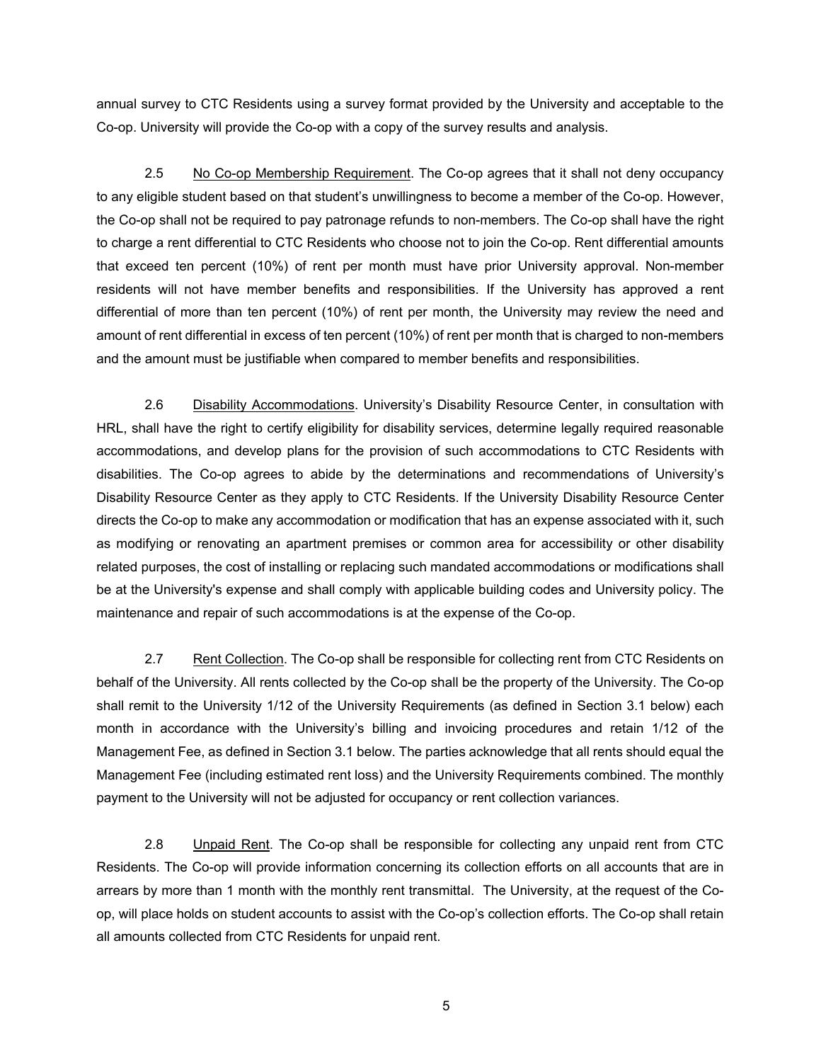annual survey to CTC Residents using a survey format provided by the University and acceptable to the Co-op. University will provide the Co-op with a copy of the survey results and analysis.

2.5 <u>No Co-op Membership Requirement</u>. The Co-op agrees that it shall not deny occupancy to any eligible student based on that student's unwillingness to become a member of the Co-op. However, the Co-op shall not be required to pay patronage refunds to non-members. The Co-op shall have the right to charge a rent differential to CTC Residents who choose not to join the Co-op. Rent differential amounts that exceed ten percent (10%) of rent per month must have prior University approval. Non-member residents will not have member benefits and responsibilities. If the University has approved a rent differential of more than ten percent (10%) of rent per month, the University may review the need and amount of rent differential in excess of ten percent (10%) of rent per month that is charged to non-members and the amount must be justifiable when compared to member benefits and responsibilities.

2.6 <u>Disability Accommodations</u>. University's Disability Resource Center, in consultation with HRL, shall have the right to certify eligibility for disability services, determine legally required reasonable accommodations, and develop plans for the provision of such accommodations to CTC Residents with disabilities. The Co-op agrees to abide by the determinations and recommendations of University's Disability Resource Center as they apply to CTC Residents. If the University Disability Resource Center directs the Co-op to make any accommodation or modification that has an expense associated with it, such as modifying or renovating an apartment premises or common area for accessibility or other disability related purposes, the cost of installing or replacing such mandated accommodations or modifications shall be at the University's expense and shall comply with applicable building codes and University policy. The maintenance and repair of such accommodations is at the expense of the Co-op.

2.7 <u>Rent Collection</u>. The Co-op shall be responsible for collecting rent from CTC Residents on behalf of the University. All rents collected by the Co-op shall be the property of the University. The Co-op shall remit to the University 1/12 of the University Requirements (as defined in Section 3.1 below) each month in accordance with the University's billing and invoicing procedures and retain 1/12 of the Management Fee, as defined in Section 3.1 below. The parties acknowledge that all rents should equal the Management Fee (including estimated rent loss) and the University Requirements combined. The monthly payment to the University will not be adjusted for occupancy or rent collection variances.

2.8 <u>Unpaid Rent</u>. The Co-op shall be responsible for collecting any unpaid rent from CTC Residents. The Co-op will provide information concerning its collection efforts on all accounts that are in arrears by more than 1 month with the monthly rent transmittal. The University, at the request of the Co-op, will place holds on student accounts to assist with the Co-op's collection efforts. The Co-op shall retain all amounts collected from CTC Residents for unpaid rent.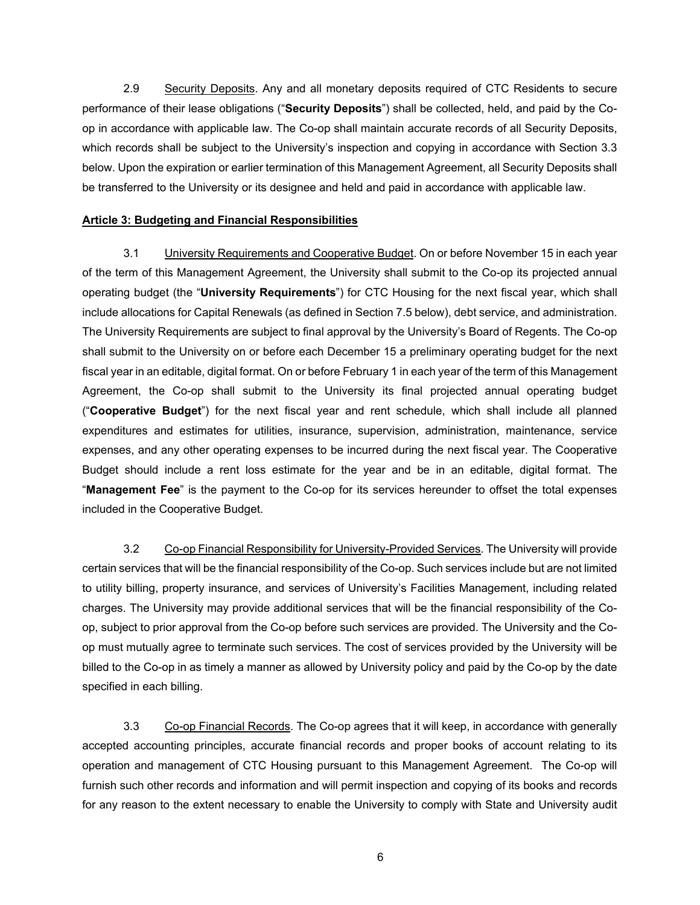2.9 Security Deposits. Any and all monetary deposits required of CTC Residents to secure performance of their lease obligations ("**Security Deposits**") shall be collected, held, and paid by the Co-op in accordance with applicable law. The Co-op shall maintain accurate records of all Security Deposits, which records shall be subject to the University's inspection and copying in accordance with Section 3.3 below. Upon the expiration or earlier termination of this Management Agreement, all Security Deposits shall be transferred to the University or its designee and held and paid in accordance with applicable law.

**Article 3: Budgeting and Financial Responsibilities**

3.1 University Requirements and Cooperative Budget. On or before November 15 in each year of the term of this Management Agreement, the University shall submit to the Co-op its projected annual operating budget (the "**University Requirements**") for CTC Housing for the next fiscal year, which shall include allocations for Capital Renewals (as defined in Section 7.5 below), debt service, and administration. The University Requirements are subject to final approval by the University's Board of Regents. The Co-op shall submit to the University on or before each December 15 a preliminary operating budget for the next fiscal year in an editable, digital format. On or before February 1 in each year of the term of this Management Agreement, the Co-op shall submit to the University its final projected annual operating budget ("**Cooperative Budget**") for the next fiscal year and rent schedule, which shall include all planned expenditures and estimates for utilities, insurance, supervision, administration, maintenance, service expenses, and any other operating expenses to be incurred during the next fiscal year. The Cooperative Budget should include a rent loss estimate for the year and be in an editable, digital format. The "**Management Fee**" is the payment to the Co-op for its services hereunder to offset the total expenses included in the Cooperative Budget.

3.2 Co-op Financial Responsibility for University-Provided Services. The University will provide certain services that will be the financial responsibility of the Co-op. Such services include but are not limited to utility billing, property insurance, and services of University's Facilities Management, including related charges. The University may provide additional services that will be the financial responsibility of the Co-op, subject to prior approval from the Co-op before such services are provided. The University and the Co-op must mutually agree to terminate such services. The cost of services provided by the University will be billed to the Co-op in as timely a manner as allowed by University policy and paid by the Co-op by the date specified in each billing.

3.3 Co-op Financial Records. The Co-op agrees that it will keep, in accordance with generally accepted accounting principles, accurate financial records and proper books of account relating to its operation and management of CTC Housing pursuant to this Management Agreement. The Co-op will furnish such other records and information and will permit inspection and copying of its books and records for any reason to the extent necessary to enable the University to comply with State and University audit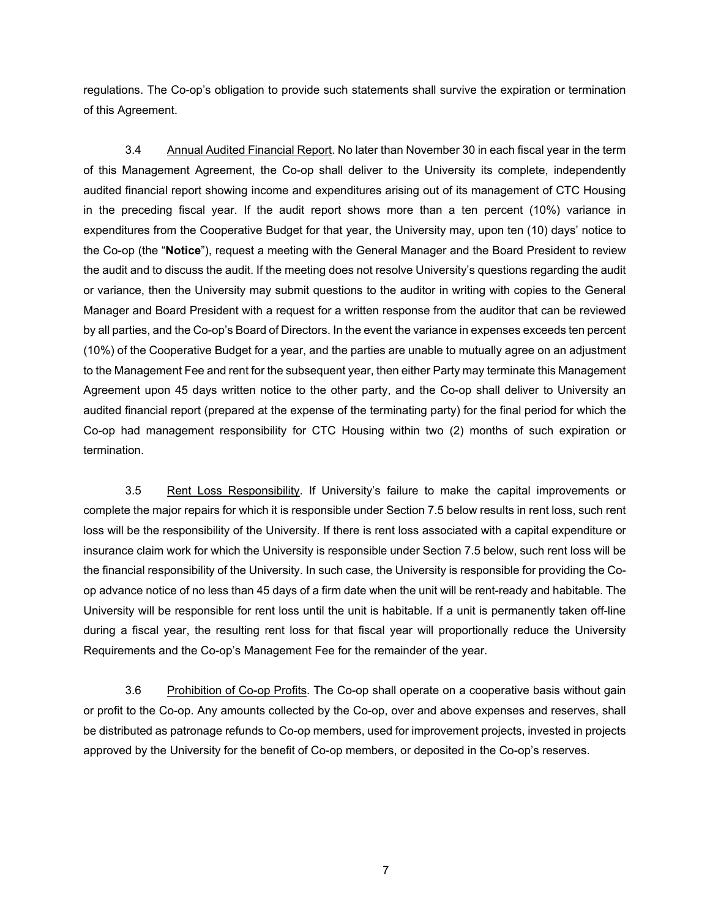regulations. The Co-op's obligation to provide such statements shall survive the expiration or termination of this Agreement.

3.4 Annual Audited Financial Report. No later than November 30 in each fiscal year in the term of this Management Agreement, the Co-op shall deliver to the University its complete, independently audited financial report showing income and expenditures arising out of its management of CTC Housing in the preceding fiscal year. If the audit report shows more than a ten percent (10%) variance in expenditures from the Cooperative Budget for that year, the University may, upon ten (10) days' notice to the Co-op (the "**Notice**"), request a meeting with the General Manager and the Board President to review the audit and to discuss the audit. If the meeting does not resolve University's questions regarding the audit or variance, then the University may submit questions to the auditor in writing with copies to the General Manager and Board President with a request for a written response from the auditor that can be reviewed by all parties, and the Co-op's Board of Directors. In the event the variance in expenses exceeds ten percent (10%) of the Cooperative Budget for a year, and the parties are unable to mutually agree on an adjustment to the Management Fee and rent for the subsequent year, then either Party may terminate this Management Agreement upon 45 days written notice to the other party, and the Co-op shall deliver to University an audited financial report (prepared at the expense of the terminating party) for the final period for which the Co-op had management responsibility for CTC Housing within two (2) months of such expiration or termination.

3.5 Rent Loss Responsibility. If University's failure to make the capital improvements or complete the major repairs for which it is responsible under Section 7.5 below results in rent loss, such rent loss will be the responsibility of the University. If there is rent loss associated with a capital expenditure or insurance claim work for which the University is responsible under Section 7.5 below, such rent loss will be the financial responsibility of the University. In such case, the University is responsible for providing the Co-op advance notice of no less than 45 days of a firm date when the unit will be rent-ready and habitable. The University will be responsible for rent loss until the unit is habitable. If a unit is permanently taken off-line during a fiscal year, the resulting rent loss for that fiscal year will proportionally reduce the University Requirements and the Co-op's Management Fee for the remainder of the year.

3.6 Prohibition of Co-op Profits. The Co-op shall operate on a cooperative basis without gain or profit to the Co-op. Any amounts collected by the Co-op, over and above expenses and reserves, shall be distributed as patronage refunds to Co-op members, used for improvement projects, invested in projects approved by the University for the benefit of Co-op members, or deposited in the Co-op's reserves.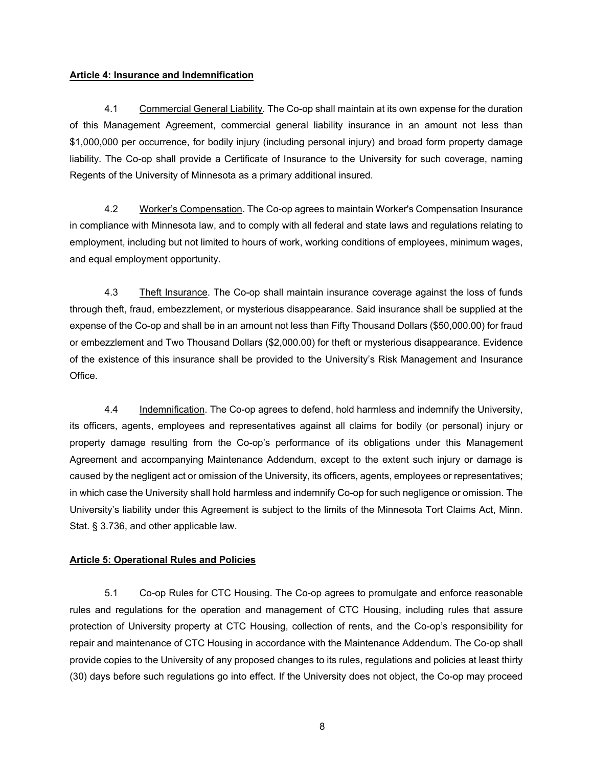**Article 4: Insurance and Indemnification**

4.1 Commercial General Liability. The Co-op shall maintain at its own expense for the duration of this Management Agreement, commercial general liability insurance in an amount not less than $1,000,000 per occurrence, for bodily injury (including personal injury) and broad form property damage liability. The Co-op shall provide a Certificate of Insurance to the University for such coverage, naming Regents of the University of Minnesota as a primary additional insured.

4.2 Worker's Compensation. The Co-op agrees to maintain Worker's Compensation Insurance in compliance with Minnesota law, and to comply with all federal and state laws and regulations relating to employment, including but not limited to hours of work, working conditions of employees, minimum wages, and equal employment opportunity.

4.3 Theft Insurance. The Co-op shall maintain insurance coverage against the loss of funds through theft, fraud, embezzlement, or mysterious disappearance. Said insurance shall be supplied at the expense of the Co-op and shall be in an amount not less than Fifty Thousand Dollars ($50,000.00) for fraud or embezzlement and Two Thousand Dollars ($2,000.00) for theft or mysterious disappearance. Evidence of the existence of this insurance shall be provided to the University's Risk Management and Insurance Office.

4.4 Indemnification. The Co-op agrees to defend, hold harmless and indemnify the University, its officers, agents, employees and representatives against all claims for bodily (or personal) injury or property damage resulting from the Co-op's performance of its obligations under this Management Agreement and accompanying Maintenance Addendum, except to the extent such injury or damage is caused by the negligent act or omission of the University, its officers, agents, employees or representatives; in which case the University shall hold harmless and indemnify Co-op for such negligence or omission. The University's liability under this Agreement is subject to the limits of the Minnesota Tort Claims Act, Minn. Stat. § 3.736, and other applicable law.

**Article 5: Operational Rules and Policies**

5.1 Co-op Rules for CTC Housing. The Co-op agrees to promulgate and enforce reasonable rules and regulations for the operation and management of CTC Housing, including rules that assure protection of University property at CTC Housing, collection of rents, and the Co-op's responsibility for repair and maintenance of CTC Housing in accordance with the Maintenance Addendum. The Co-op shall provide copies to the University of any proposed changes to its rules, regulations and policies at least thirty (30) days before such regulations go into effect. If the University does not object, the Co-op may proceed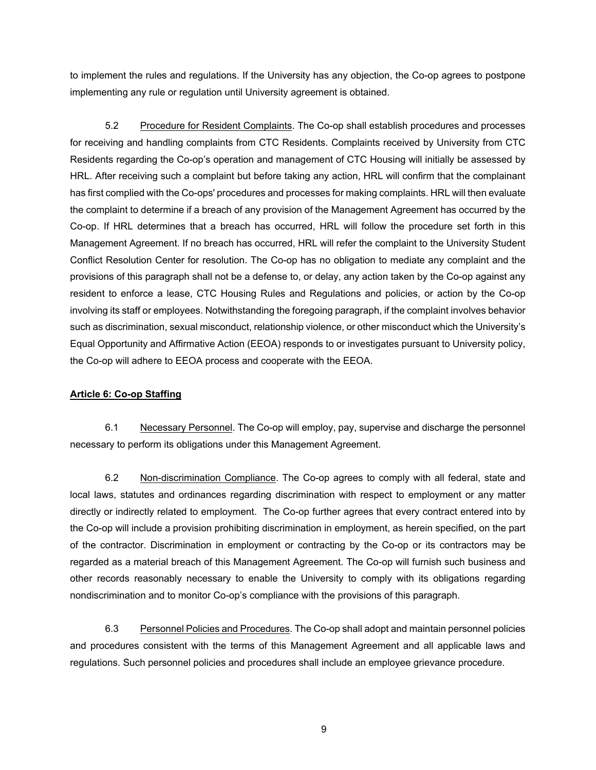to implement the rules and regulations. If the University has any objection, the Co-op agrees to postpone implementing any rule or regulation until University agreement is obtained.

5.2 Procedure for Resident Complaints. The Co-op shall establish procedures and processes for receiving and handling complaints from CTC Residents. Complaints received by University from CTC Residents regarding the Co-op's operation and management of CTC Housing will initially be assessed by HRL. After receiving such a complaint but before taking any action, HRL will confirm that the complainant has first complied with the Co-ops' procedures and processes for making complaints. HRL will then evaluate the complaint to determine if a breach of any provision of the Management Agreement has occurred by the Co-op. If HRL determines that a breach has occurred, HRL will follow the procedure set forth in this Management Agreement. If no breach has occurred, HRL will refer the complaint to the University Student Conflict Resolution Center for resolution. The Co-op has no obligation to mediate any complaint and the provisions of this paragraph shall not be a defense to, or delay, any action taken by the Co-op against any resident to enforce a lease, CTC Housing Rules and Regulations and policies, or action by the Co-op involving its staff or employees. Notwithstanding the foregoing paragraph, if the complaint involves behavior such as discrimination, sexual misconduct, relationship violence, or other misconduct which the University's Equal Opportunity and Affirmative Action (EEOA) responds to or investigates pursuant to University policy, the Co-op will adhere to EEOA process and cooperate with the EEOA.

**Article 6: Co-op Staffing**

6.1 Necessary Personnel. The Co-op will employ, pay, supervise and discharge the personnel necessary to perform its obligations under this Management Agreement.

6.2 Non-discrimination Compliance. The Co-op agrees to comply with all federal, state and local laws, statutes and ordinances regarding discrimination with respect to employment or any matter directly or indirectly related to employment. The Co-op further agrees that every contract entered into by the Co-op will include a provision prohibiting discrimination in employment, as herein specified, on the part of the contractor. Discrimination in employment or contracting by the Co-op or its contractors may be regarded as a material breach of this Management Agreement. The Co-op will furnish such business and other records reasonably necessary to enable the University to comply with its obligations regarding nondiscrimination and to monitor Co-op's compliance with the provisions of this paragraph.

6.3 Personnel Policies and Procedures. The Co-op shall adopt and maintain personnel policies and procedures consistent with the terms of this Management Agreement and all applicable laws and regulations. Such personnel policies and procedures shall include an employee grievance procedure.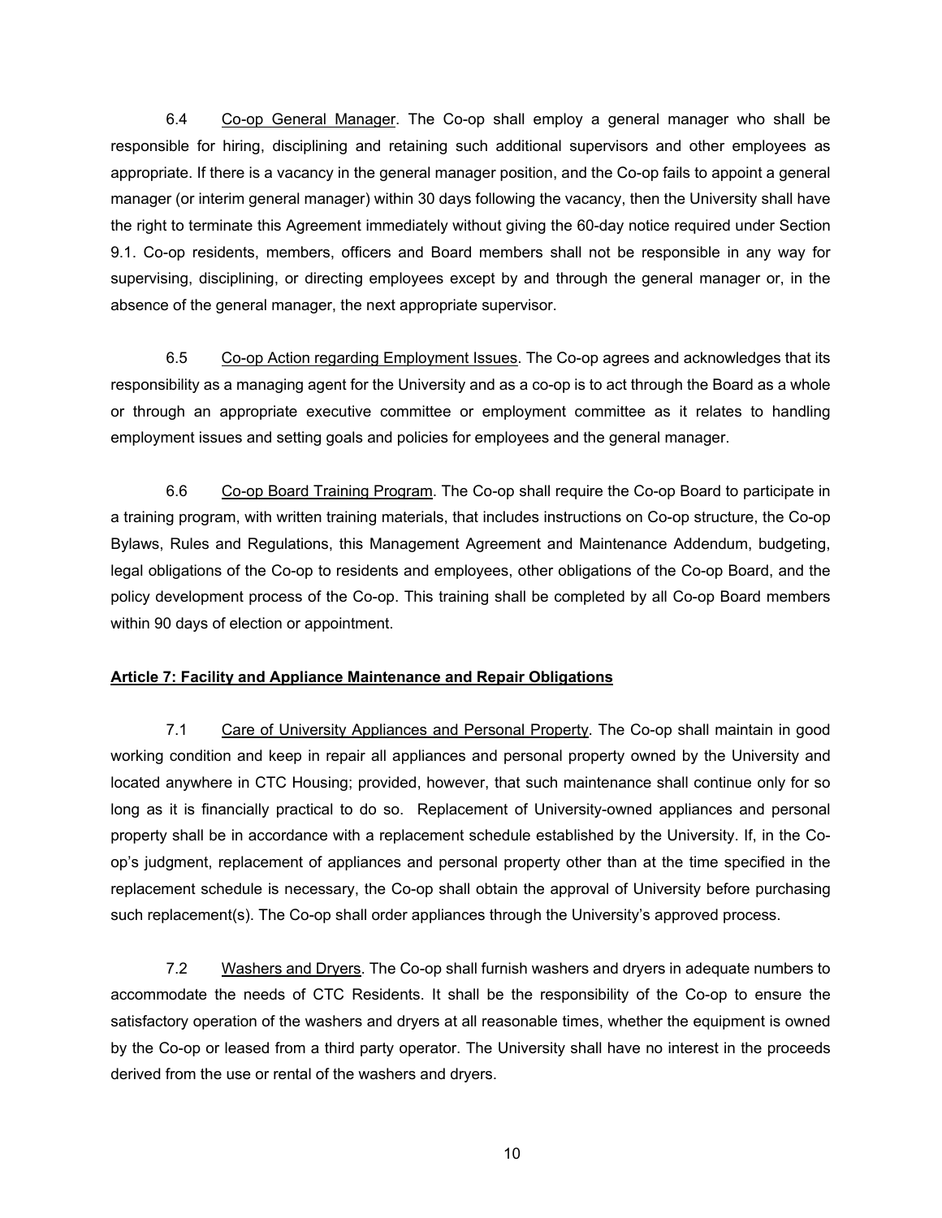6.4 Co-op General Manager. The Co-op shall employ a general manager who shall be responsible for hiring, disciplining and retaining such additional supervisors and other employees as appropriate. If there is a vacancy in the general manager position, and the Co-op fails to appoint a general manager (or interim general manager) within 30 days following the vacancy, then the University shall have the right to terminate this Agreement immediately without giving the 60-day notice required under Section 9.1. Co-op residents, members, officers and Board members shall not be responsible in any way for supervising, disciplining, or directing employees except by and through the general manager or, in the absence of the general manager, the next appropriate supervisor.

6.5 Co-op Action regarding Employment Issues. The Co-op agrees and acknowledges that its responsibility as a managing agent for the University and as a co-op is to act through the Board as a whole or through an appropriate executive committee or employment committee as it relates to handling employment issues and setting goals and policies for employees and the general manager.

6.6 Co-op Board Training Program. The Co-op shall require the Co-op Board to participate in a training program, with written training materials, that includes instructions on Co-op structure, the Co-op Bylaws, Rules and Regulations, this Management Agreement and Maintenance Addendum, budgeting, legal obligations of the Co-op to residents and employees, other obligations of the Co-op Board, and the policy development process of the Co-op. This training shall be completed by all Co-op Board members within 90 days of election or appointment.

**Article 7: Facility and Appliance Maintenance and Repair Obligations**

7.1 Care of University Appliances and Personal Property. The Co-op shall maintain in good working condition and keep in repair all appliances and personal property owned by the University and located anywhere in CTC Housing; provided, however, that such maintenance shall continue only for so long as it is financially practical to do so. Replacement of University-owned appliances and personal property shall be in accordance with a replacement schedule established by the University. If, in the Co-op's judgment, replacement of appliances and personal property other than at the time specified in the replacement schedule is necessary, the Co-op shall obtain the approval of University before purchasing such replacement(s). The Co-op shall order appliances through the University's approved process.

7.2 Washers and Dryers. The Co-op shall furnish washers and dryers in adequate numbers to accommodate the needs of CTC Residents. It shall be the responsibility of the Co-op to ensure the satisfactory operation of the washers and dryers at all reasonable times, whether the equipment is owned by the Co-op or leased from a third party operator. The University shall have no interest in the proceeds derived from the use or rental of the washers and dryers.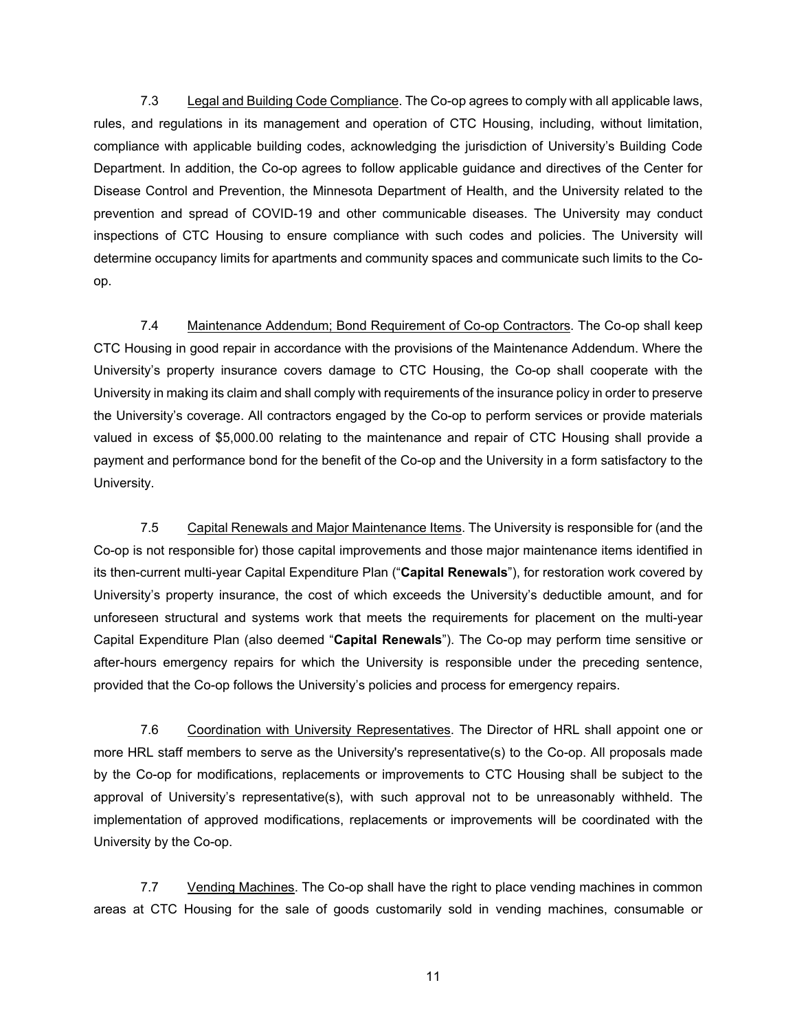7.3 Legal and Building Code Compliance. The Co-op agrees to comply with all applicable laws, rules, and regulations in its management and operation of CTC Housing, including, without limitation, compliance with applicable building codes, acknowledging the jurisdiction of University's Building Code Department. In addition, the Co-op agrees to follow applicable guidance and directives of the Center for Disease Control and Prevention, the Minnesota Department of Health, and the University related to the prevention and spread of COVID-19 and other communicable diseases. The University may conduct inspections of CTC Housing to ensure compliance with such codes and policies. The University will determine occupancy limits for apartments and community spaces and communicate such limits to the Co-op.

7.4 Maintenance Addendum; Bond Requirement of Co-op Contractors. The Co-op shall keep CTC Housing in good repair in accordance with the provisions of the Maintenance Addendum. Where the University's property insurance covers damage to CTC Housing, the Co-op shall cooperate with the University in making its claim and shall comply with requirements of the insurance policy in order to preserve the University's coverage. All contractors engaged by the Co-op to perform services or provide materials valued in excess of $5,000.00 relating to the maintenance and repair of CTC Housing shall provide a payment and performance bond for the benefit of the Co-op and the University in a form satisfactory to the University.

7.5 Capital Renewals and Major Maintenance Items. The University is responsible for (and the Co-op is not responsible for) those capital improvements and those major maintenance items identified in its then-current multi-year Capital Expenditure Plan ("**Capital Renewals**"), for restoration work covered by University's property insurance, the cost of which exceeds the University's deductible amount, and for unforeseen structural and systems work that meets the requirements for placement on the multi-year Capital Expenditure Plan (also deemed "**Capital Renewals**"). The Co-op may perform time sensitive or after-hours emergency repairs for which the University is responsible under the preceding sentence, provided that the Co-op follows the University's policies and process for emergency repairs.

7.6 Coordination with University Representatives. The Director of HRL shall appoint one or more HRL staff members to serve as the University's representative(s) to the Co-op. All proposals made by the Co-op for modifications, replacements or improvements to CTC Housing shall be subject to the approval of University's representative(s), with such approval not to be unreasonably withheld. The implementation of approved modifications, replacements or improvements will be coordinated with the University by the Co-op.

7.7 Vending Machines. The Co-op shall have the right to place vending machines in common areas at CTC Housing for the sale of goods customarily sold in vending machines, consumable or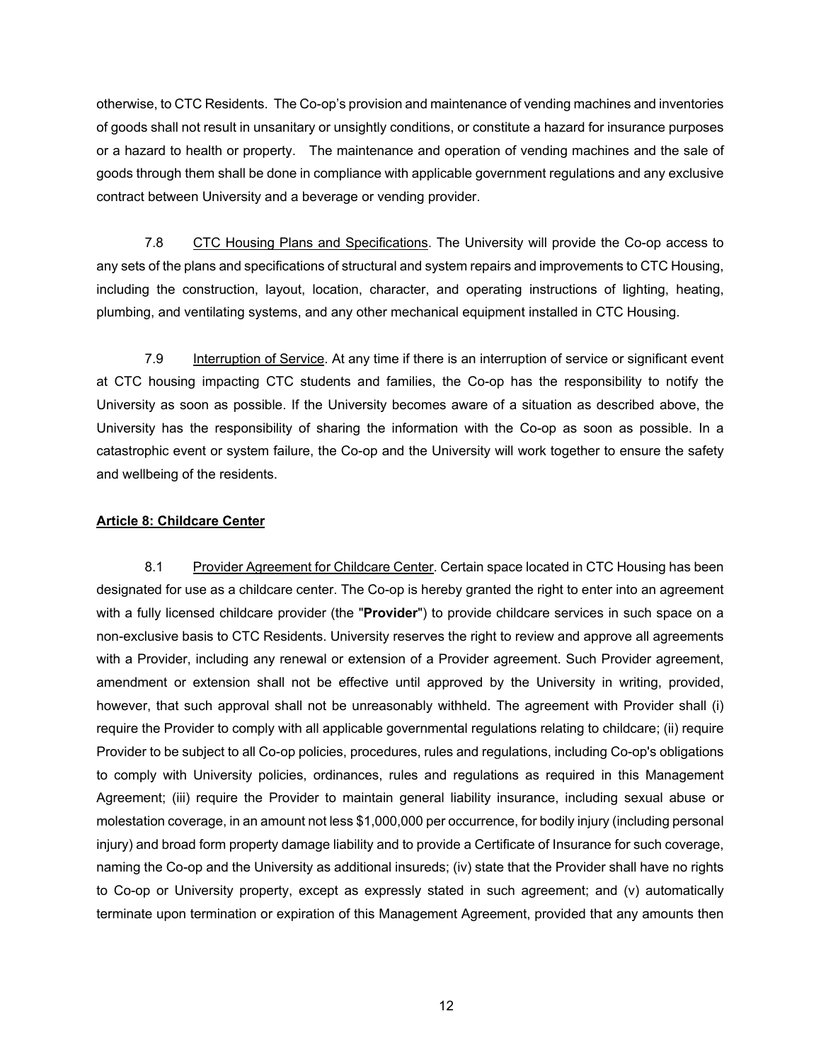otherwise, to CTC Residents. The Co-op's provision and maintenance of vending machines and inventories of goods shall not result in unsanitary or unsightly conditions, or constitute a hazard for insurance purposes or a hazard to health or property. The maintenance and operation of vending machines and the sale of goods through them shall be done in compliance with applicable government regulations and any exclusive contract between University and a beverage or vending provider.

7.8 CTC Housing Plans and Specifications. The University will provide the Co-op access to any sets of the plans and specifications of structural and system repairs and improvements to CTC Housing, including the construction, layout, location, character, and operating instructions of lighting, heating, plumbing, and ventilating systems, and any other mechanical equipment installed in CTC Housing.

7.9 Interruption of Service. At any time if there is an interruption of service or significant event at CTC housing impacting CTC students and families, the Co-op has the responsibility to notify the University as soon as possible. If the University becomes aware of a situation as described above, the University has the responsibility of sharing the information with the Co-op as soon as possible. In a catastrophic event or system failure, the Co-op and the University will work together to ensure the safety and wellbeing of the residents.

**Article 8: Childcare Center**

8.1 Provider Agreement for Childcare Center. Certain space located in CTC Housing has been designated for use as a childcare center. The Co-op is hereby granted the right to enter into an agreement with a fully licensed childcare provider (the "**Provider**") to provide childcare services in such space on a non-exclusive basis to CTC Residents. University reserves the right to review and approve all agreements with a Provider, including any renewal or extension of a Provider agreement. Such Provider agreement, amendment or extension shall not be effective until approved by the University in writing, provided, however, that such approval shall not be unreasonably withheld. The agreement with Provider shall (i) require the Provider to comply with all applicable governmental regulations relating to childcare; (ii) require Provider to be subject to all Co-op policies, procedures, rules and regulations, including Co-op's obligations to comply with University policies, ordinances, rules and regulations as required in this Management Agreement; (iii) require the Provider to maintain general liability insurance, including sexual abuse or molestation coverage, in an amount not less $1,000,000 per occurrence, for bodily injury (including personal injury) and broad form property damage liability and to provide a Certificate of Insurance for such coverage, naming the Co-op and the University as additional insureds; (iv) state that the Provider shall have no rights to Co-op or University property, except as expressly stated in such agreement; and (v) automatically terminate upon termination or expiration of this Management Agreement, provided that any amounts then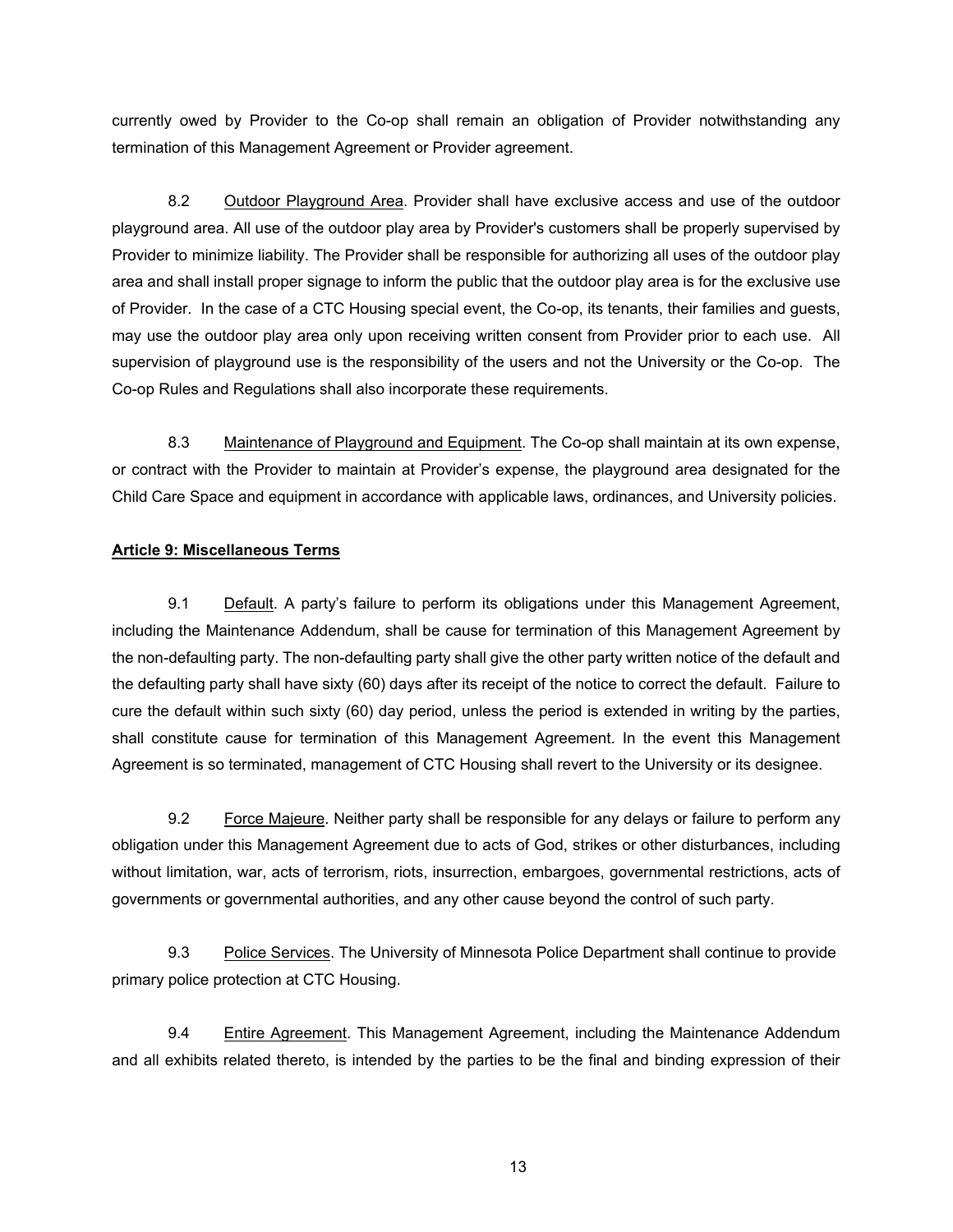currently owed by Provider to the Co-op shall remain an obligation of Provider notwithstanding any termination of this Management Agreement or Provider agreement.

8.2 Outdoor Playground Area. Provider shall have exclusive access and use of the outdoor playground area. All use of the outdoor play area by Provider's customers shall be properly supervised by Provider to minimize liability. The Provider shall be responsible for authorizing all uses of the outdoor play area and shall install proper signage to inform the public that the outdoor play area is for the exclusive use of Provider. In the case of a CTC Housing special event, the Co-op, its tenants, their families and guests, may use the outdoor play area only upon receiving written consent from Provider prior to each use. All supervision of playground use is the responsibility of the users and not the University or the Co-op. The Co-op Rules and Regulations shall also incorporate these requirements.

8.3 Maintenance of Playground and Equipment. The Co-op shall maintain at its own expense, or contract with the Provider to maintain at Provider's expense, the playground area designated for the Child Care Space and equipment in accordance with applicable laws, ordinances, and University policies.

**Article 9: Miscellaneous Terms**

9.1 Default. A party's failure to perform its obligations under this Management Agreement, including the Maintenance Addendum, shall be cause for termination of this Management Agreement by the non-defaulting party. The non-defaulting party shall give the other party written notice of the default and the defaulting party shall have sixty (60) days after its receipt of the notice to correct the default. Failure to cure the default within such sixty (60) day period, unless the period is extended in writing by the parties, shall constitute cause for termination of this Management Agreement. In the event this Management Agreement is so terminated, management of CTC Housing shall revert to the University or its designee.

9.2 Force Majeure. Neither party shall be responsible for any delays or failure to perform any obligation under this Management Agreement due to acts of God, strikes or other disturbances, including without limitation, war, acts of terrorism, riots, insurrection, embargoes, governmental restrictions, acts of governments or governmental authorities, and any other cause beyond the control of such party.

9.3 Police Services. The University of Minnesota Police Department shall continue to provide primary police protection at CTC Housing.

9.4 Entire Agreement. This Management Agreement, including the Maintenance Addendum and all exhibits related thereto, is intended by the parties to be the final and binding expression of their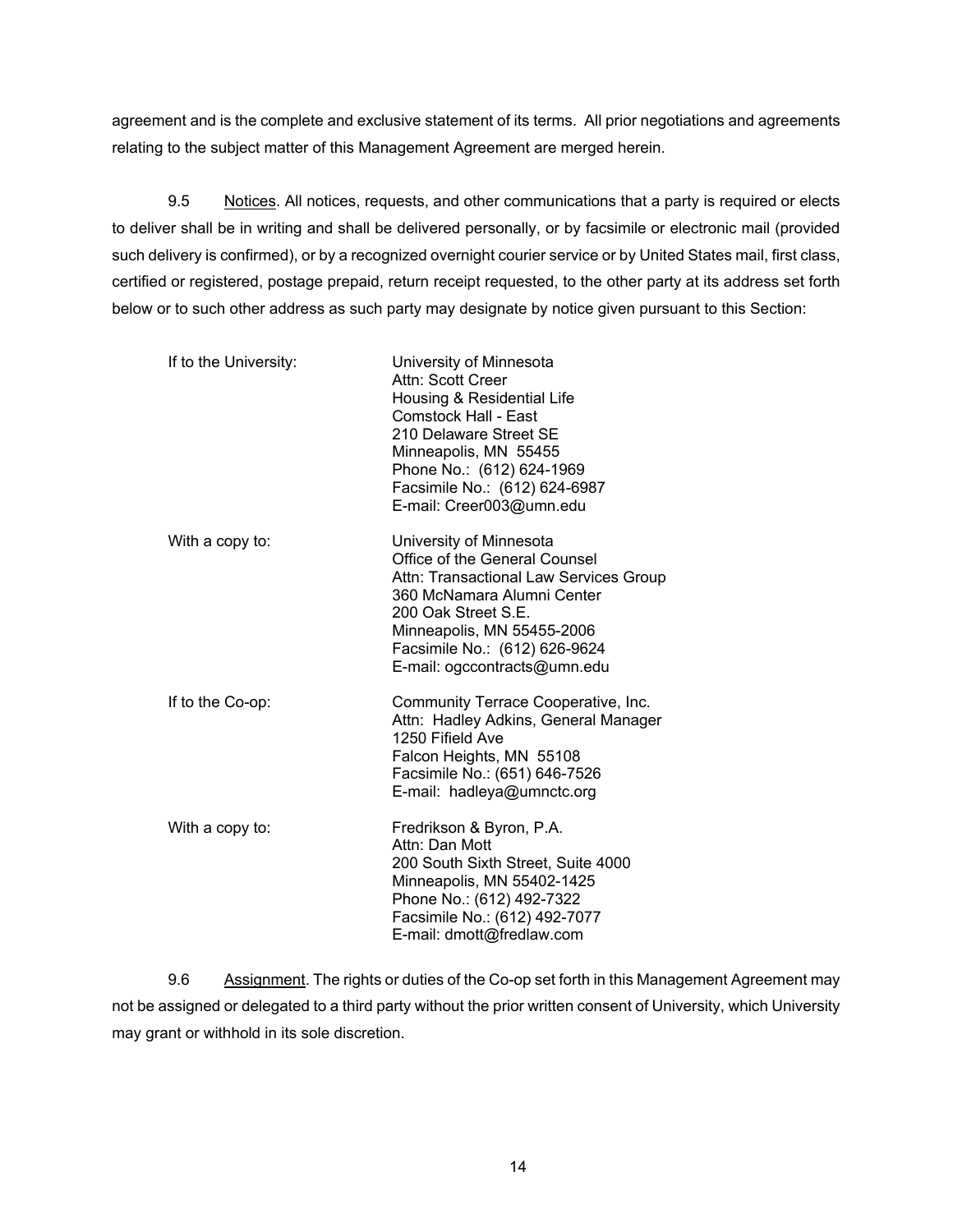agreement and is the complete and exclusive statement of its terms. All prior negotiations and agreements relating to the subject matter of this Management Agreement are merged herein.

9.5 Notices. All notices, requests, and other communications that a party is required or elects to deliver shall be in writing and shall be delivered personally, or by facsimile or electronic mail (provided such delivery is confirmed), or by a recognized overnight courier service or by United States mail, first class, certified or registered, postage prepaid, return receipt requested, to the other party at its address set forth below or to such other address as such party may designate by notice given pursuant to this Section:

If to the University:

University of Minnesota
Attn: Scott Creer
Housing & Residential Life
Comstock Hall - East
210 Delaware Street SE
Minneapolis, MN 55455
Phone No.: (612) 624-1969
Facsimile No.: (612) 624-6987
E-mail: Creer003@umn.edu

With a copy to:

University of Minnesota
Office of the General Counsel
Attn: Transactional Law Services Group
360 McNamara Alumni Center
200 Oak Street S.E.
Minneapolis, MN 55455-2006
Facsimile No.: (612) 626-9624
E-mail: ogccontracts@umn.edu

If to the Co-op:

Community Terrace Cooperative, Inc.
Attn: Hadley Adkins, General Manager
1250 Fifield Ave
Falcon Heights, MN 55108
Facsimile No.: (651) 646-7526
E-mail: hadleya@umnctc.org

With a copy to:

Fredrikson & Byron, P.A.
Attn: Dan Mott
200 South Sixth Street, Suite 4000
Minneapolis, MN 55402-1425
Phone No.: (612) 492-7322
Facsimile No.: (612) 492-7077
E-mail: dmott@fredlaw.com

9.6 Assignment. The rights or duties of the Co-op set forth in this Management Agreement may not be assigned or delegated to a third party without the prior written consent of University, which University may grant or withhold in its sole discretion.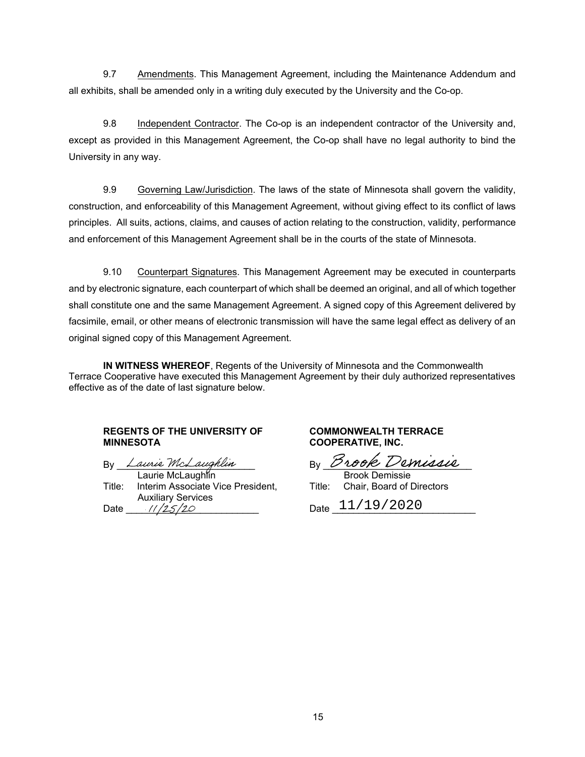9.7 Amendments. This Management Agreement, including the Maintenance Addendum and all exhibits, shall be amended only in a writing duly executed by the University and the Co-op.

9.8 Independent Contractor. The Co-op is an independent contractor of the University and, except as provided in this Management Agreement, the Co-op shall have no legal authority to bind the University in any way.

9.9 Governing Law/Jurisdiction. The laws of the state of Minnesota shall govern the validity, construction, and enforceability of this Management Agreement, without giving effect to its conflict of laws principles. All suits, actions, claims, and causes of action relating to the construction, validity, performance and enforcement of this Management Agreement shall be in the courts of the state of Minnesota.

9.10 Counterpart Signatures. This Management Agreement may be executed in counterparts and by electronic signature, each counterpart of which shall be deemed an original, and all of which together shall constitute one and the same Management Agreement. A signed copy of this Agreement delivered by facsimile, email, or other means of electronic transmission will have the same legal effect as delivery of an original signed copy of this Management Agreement.

**IN WITNESS WHEREOF**, Regents of the University of Minnesota and the Commonwealth Terrace Cooperative have executed this Management Agreement by their duly authorized representatives effective as of the date of last signature below.

**REGENTS OF THE UNIVERSITY OF MINNESOTA**

By *Laurie McLaughlin*
Laurie McLaughlin
Title: Interim Associate Vice President, Auxiliary Services
Date 11/25/20

**COMMONWEALTH TERRACE COOPERATIVE, INC.**

By *Brook Demissie*
Brook Demissie
Title: Chair, Board of Directors
Date 11/19/2020